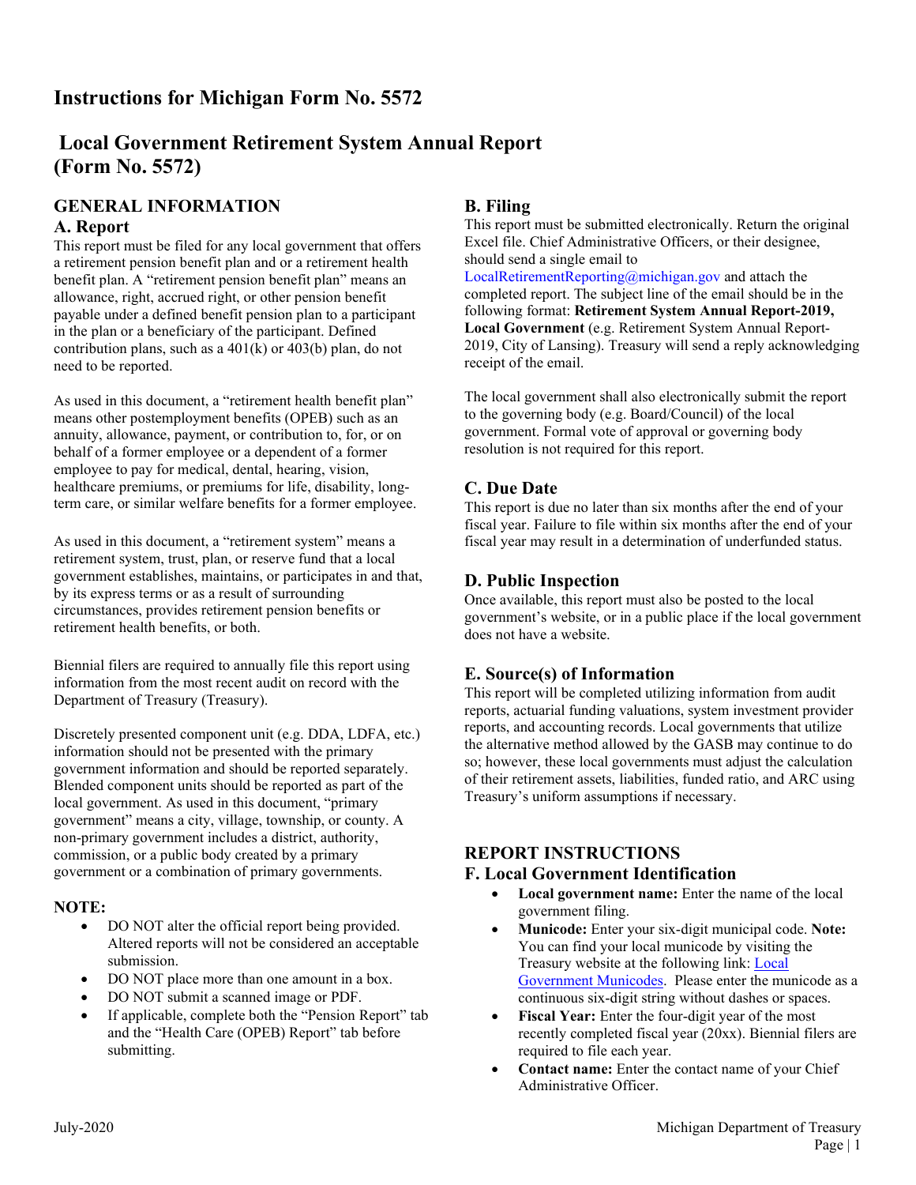# Instructions for Michigan Form No. 5572

# Local Government Retirement System Annual Report (Form No. 5572)

## GENERAL INFORMATION

### A. Report

This report must be filed for any local government that offers a retirement pension benefit plan and or a retirement health benefit plan. A "retirement pension benefit plan" means an allowance, right, accrued right, or other pension benefit payable under a defined benefit pension plan to a participant in the plan or a beneficiary of the participant. Defined contribution plans, such as a 401(k) or 403(b) plan, do not need to be reported.

As used in this document, a "retirement health benefit plan" means other postemployment benefits (OPEB) such as an annuity, allowance, payment, or contribution to, for, or on behalf of a former employee or a dependent of a former employee to pay for medical, dental, hearing, vision, healthcare premiums, or premiums for life, disability, long-term care, or similar welfare benefits for a former employee.

As used in this document, a "retirement system" means a retirement system, trust, plan, or reserve fund that a local government establishes, maintains, or participates in and that, by its express terms or as a result of surrounding circumstances, provides retirement pension benefits or retirement health benefits, or both.

Biennial filers are required to annually file this report using information from the most recent audit on record with the Department of Treasury (Treasury).

Discretely presented component unit (e.g. DDA, LDFA, etc.) information should not be presented with the primary government information and should be reported separately. Blended component units should be reported as part of the local government. As used in this document, "primary government" means a city, village, township, or county. A non-primary government includes a district, authority, commission, or a public body created by a primary government or a combination of primary governments.

**NOTE:**

- DO NOT alter the official report being provided. Altered reports will not be considered an acceptable submission.
- DO NOT place more than one amount in a box.
- DO NOT submit a scanned image or PDF.
- If applicable, complete both the "Pension Report" tab and the "Health Care (OPEB) Report" tab before submitting.

### B. Filing

This report must be submitted electronically. Return the original Excel file. Chief Administrative Officers, or their designee, should send a single email to LocalRetirementReporting@michigan.gov and attach the completed report. The subject line of the email should be in the following format: **Retirement System Annual Report-2019, Local Government** (e.g. Retirement System Annual Report-2019, City of Lansing). Treasury will send a reply acknowledging receipt of the email.

The local government shall also electronically submit the report to the governing body (e.g. Board/Council) of the local government. Formal vote of approval or governing body resolution is not required for this report.

### C. Due Date

This report is due no later than six months after the end of your fiscal year. Failure to file within six months after the end of your fiscal year may result in a determination of underfunded status.

### D. Public Inspection

Once available, this report must also be posted to the local government's website, or in a public place if the local government does not have a website.

### E. Source(s) of Information

This report will be completed utilizing information from audit reports, actuarial funding valuations, system investment provider reports, and accounting records. Local governments that utilize the alternative method allowed by the GASB may continue to do so; however, these local governments must adjust the calculation of their retirement assets, liabilities, funded ratio, and ARC using Treasury's uniform assumptions if necessary.

## REPORT INSTRUCTIONS

### F. Local Government Identification

- **Local government name:** Enter the name of the local government filing.
- **Municode:** Enter your six-digit municipal code. **Note:** You can find your local municode by visiting the Treasury website at the following link: Local Government Municodes. Please enter the municode as a continuous six-digit string without dashes or spaces.
- **Fiscal Year:** Enter the four-digit year of the most recently completed fiscal year (20xx). Biennial filers are required to file each year.
- **Contact name:** Enter the contact name of your Chief Administrative Officer.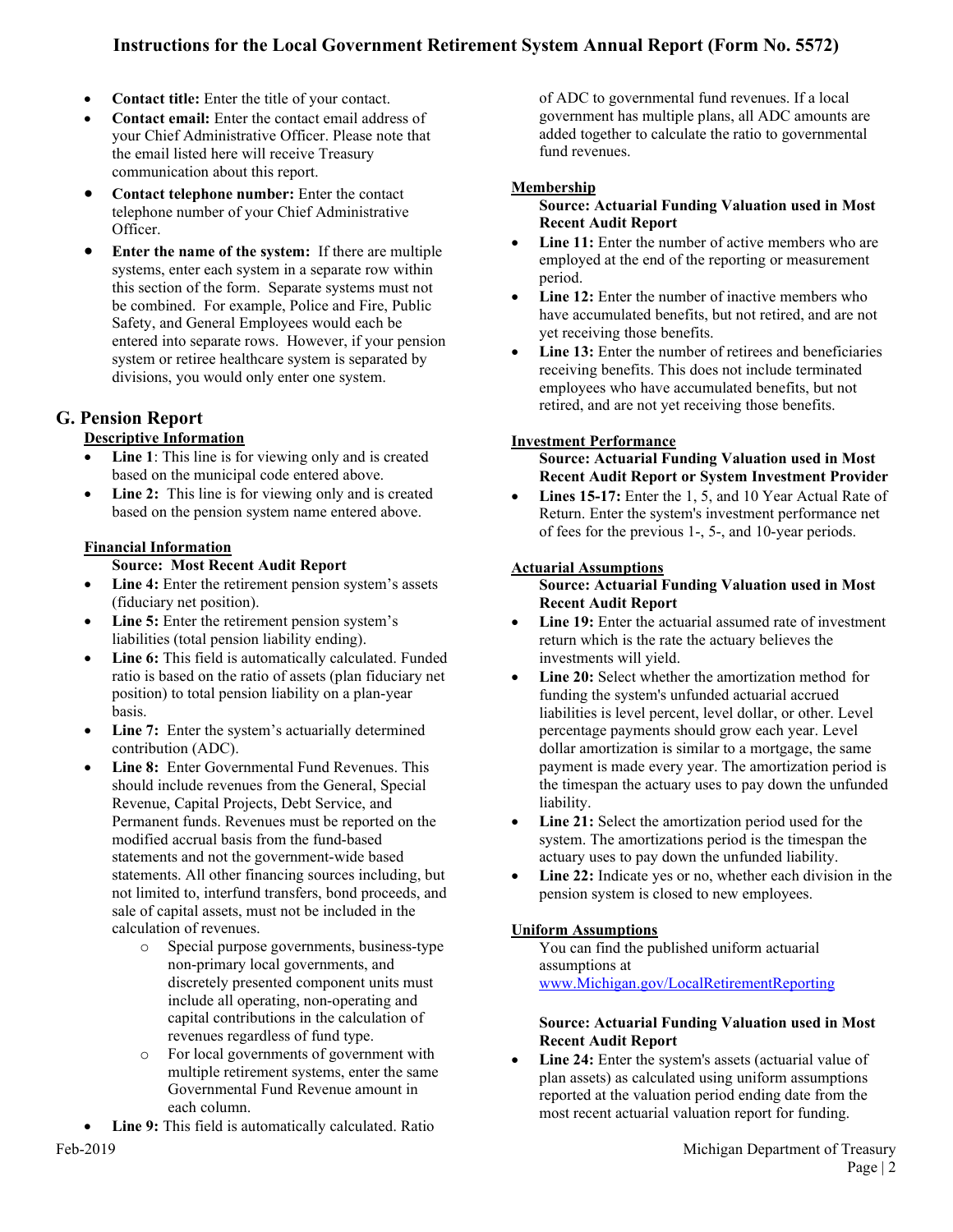- **Contact title:** Enter the title of your contact.
- **Contact email:** Enter the contact email address of your Chief Administrative Officer. Please note that the email listed here will receive Treasury communication about this report.
- **Contact telephone number:** Enter the contact telephone number of your Chief Administrative Officer.
- **Enter the name of the system:** If there are multiple systems, enter each system in a separate row within this section of the form. Separate systems must not be combined. For example, Police and Fire, Public Safety, and General Employees would each be entered into separate rows. However, if your pension system or retiree healthcare system is separated by divisions, you would only enter one system.

## G. Pension Report

### Descriptive Information

- **Line 1**: This line is for viewing only and is created based on the municipal code entered above.
- **Line 2:** This line is for viewing only and is created based on the pension system name entered above.

### Financial Information

**Source: Most Recent Audit Report**

- **Line 4:** Enter the retirement pension system's assets (fiduciary net position).
- **Line 5:** Enter the retirement pension system's liabilities (total pension liability ending).
- **Line 6:** This field is automatically calculated. Funded ratio is based on the ratio of assets (plan fiduciary net position) to total pension liability on a plan-year basis.
- **Line 7:** Enter the system's actuarially determined contribution (ADC).
- **Line 8:** Enter Governmental Fund Revenues. This should include revenues from the General, Special Revenue, Capital Projects, Debt Service, and Permanent funds. Revenues must be reported on the modified accrual basis from the fund-based statements and not the government-wide based statements. All other financing sources including, but not limited to, interfund transfers, bond proceeds, and sale of capital assets, must not be included in the calculation of revenues.
  - Special purpose governments, business-type non-primary local governments, and discretely presented component units must include all operating, non-operating and capital contributions in the calculation of revenues regardless of fund type.
  - For local governments of government with multiple retirement systems, enter the same Governmental Fund Revenue amount in each column.
- **Line 9:** This field is automatically calculated. Ratio of ADC to governmental fund revenues. If a local government has multiple plans, all ADC amounts are added together to calculate the ratio to governmental fund revenues.

### Membership

**Source: Actuarial Funding Valuation used in Most Recent Audit Report**

- **Line 11:** Enter the number of active members who are employed at the end of the reporting or measurement period.
- **Line 12:** Enter the number of inactive members who have accumulated benefits, but not retired, and are not yet receiving those benefits.
- **Line 13:** Enter the number of retirees and beneficiaries receiving benefits. This does not include terminated employees who have accumulated benefits, but not retired, and are not yet receiving those benefits.

### Investment Performance

**Source: Actuarial Funding Valuation used in Most Recent Audit Report or System Investment Provider**

- **Lines 15-17:** Enter the 1, 5, and 10 Year Actual Rate of Return. Enter the system's investment performance net of fees for the previous 1-, 5-, and 10-year periods.

### Actuarial Assumptions

**Source: Actuarial Funding Valuation used in Most Recent Audit Report**

- **Line 19:** Enter the actuarial assumed rate of investment return which is the rate the actuary believes the investments will yield.
- **Line 20:** Select whether the amortization method for funding the system's unfunded actuarial accrued liabilities is level percent, level dollar, or other. Level percentage payments should grow each year. Level dollar amortization is similar to a mortgage, the same payment is made every year. The amortization period is the timespan the actuary uses to pay down the unfunded liability.
- **Line 21:** Select the amortization period used for the system. The amortizations period is the timespan the actuary uses to pay down the unfunded liability.
- **Line 22:** Indicate yes or no, whether each division in the pension system is closed to new employees.

### Uniform Assumptions

You can find the published uniform actuarial assumptions at www.Michigan.gov/LocalRetirementReporting

**Source: Actuarial Funding Valuation used in Most Recent Audit Report**

- **Line 24:** Enter the system's assets (actuarial value of plan assets) as calculated using uniform assumptions reported at the valuation period ending date from the most recent actuarial valuation report for funding.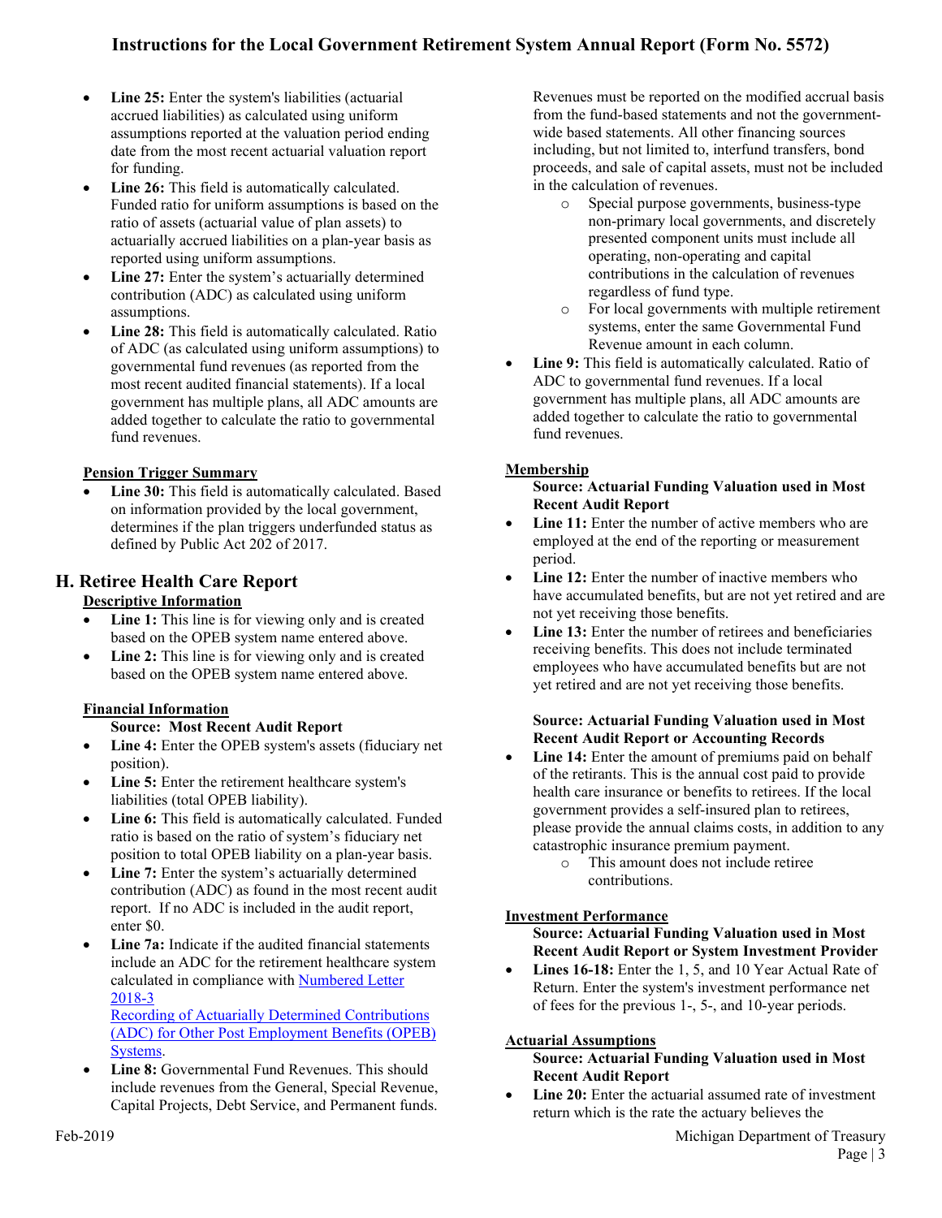- **Line 25:** Enter the system's liabilities (actuarial accrued liabilities) as calculated using uniform assumptions reported at the valuation period ending date from the most recent actuarial valuation report for funding.
- **Line 26:** This field is automatically calculated. Funded ratio for uniform assumptions is based on the ratio of assets (actuarial value of plan assets) to actuarially accrued liabilities on a plan-year basis as reported using uniform assumptions.
- **Line 27:** Enter the system's actuarially determined contribution (ADC) as calculated using uniform assumptions.
- **Line 28:** This field is automatically calculated. Ratio of ADC (as calculated using uniform assumptions) to governmental fund revenues (as reported from the most recent audited financial statements). If a local government has multiple plans, all ADC amounts are added together to calculate the ratio to governmental fund revenues.

**Pension Trigger Summary**

- **Line 30:** This field is automatically calculated. Based on information provided by the local government, determines if the plan triggers underfunded status as defined by Public Act 202 of 2017.

## H. Retiree Health Care Report

**Descriptive Information**

- **Line 1:** This line is for viewing only and is created based on the OPEB system name entered above.
- **Line 2:** This line is for viewing only and is created based on the OPEB system name entered above.

**Financial Information**

**Source: Most Recent Audit Report**

- **Line 4:** Enter the OPEB system's assets (fiduciary net position).
- **Line 5:** Enter the retirement healthcare system's liabilities (total OPEB liability).
- **Line 6:** This field is automatically calculated. Funded ratio is based on the ratio of system's fiduciary net position to total OPEB liability on a plan-year basis.
- **Line 7:** Enter the system's actuarially determined contribution (ADC) as found in the most recent audit report. If no ADC is included in the audit report, enter $0.
- **Line 7a:** Indicate if the audited financial statements include an ADC for the retirement healthcare system calculated in compliance with Numbered Letter 2018-3 Recording of Actuarially Determined Contributions (ADC) for Other Post Employment Benefits (OPEB) Systems.
- **Line 8:** Governmental Fund Revenues. This should include revenues from the General, Special Revenue, Capital Projects, Debt Service, and Permanent funds. Revenues must be reported on the modified accrual basis from the fund-based statements and not the government-wide based statements. All other financing sources including, but not limited to, interfund transfers, bond proceeds, and sale of capital assets, must not be included in the calculation of revenues.
  - Special purpose governments, business-type non-primary local governments, and discretely presented component units must include all operating, non-operating and capital contributions in the calculation of revenues regardless of fund type.
  - For local governments with multiple retirement systems, enter the same Governmental Fund Revenue amount in each column.
- **Line 9:** This field is automatically calculated. Ratio of ADC to governmental fund revenues. If a local government has multiple plans, all ADC amounts are added together to calculate the ratio to governmental fund revenues.

**Membership**

**Source: Actuarial Funding Valuation used in Most Recent Audit Report**

- **Line 11:** Enter the number of active members who are employed at the end of the reporting or measurement period.
- **Line 12:** Enter the number of inactive members who have accumulated benefits, but are not yet retired and are not yet receiving those benefits.
- **Line 13:** Enter the number of retirees and beneficiaries receiving benefits. This does not include terminated employees who have accumulated benefits but are not yet retired and are not yet receiving those benefits.

**Source: Actuarial Funding Valuation used in Most Recent Audit Report or Accounting Records**

- **Line 14:** Enter the amount of premiums paid on behalf of the retirants. This is the annual cost paid to provide health care insurance or benefits to retirees. If the local government provides a self-insured plan to retirees, please provide the annual claims costs, in addition to any catastrophic insurance premium payment.
  - This amount does not include retiree contributions.

**Investment Performance**

**Source: Actuarial Funding Valuation used in Most Recent Audit Report or System Investment Provider**

- **Lines 16-18:** Enter the 1, 5, and 10 Year Actual Rate of Return. Enter the system's investment performance net of fees for the previous 1-, 5-, and 10-year periods.

**Actuarial Assumptions**

**Source: Actuarial Funding Valuation used in Most Recent Audit Report**

- **Line 20:** Enter the actuarial assumed rate of investment return which is the rate the actuary believes the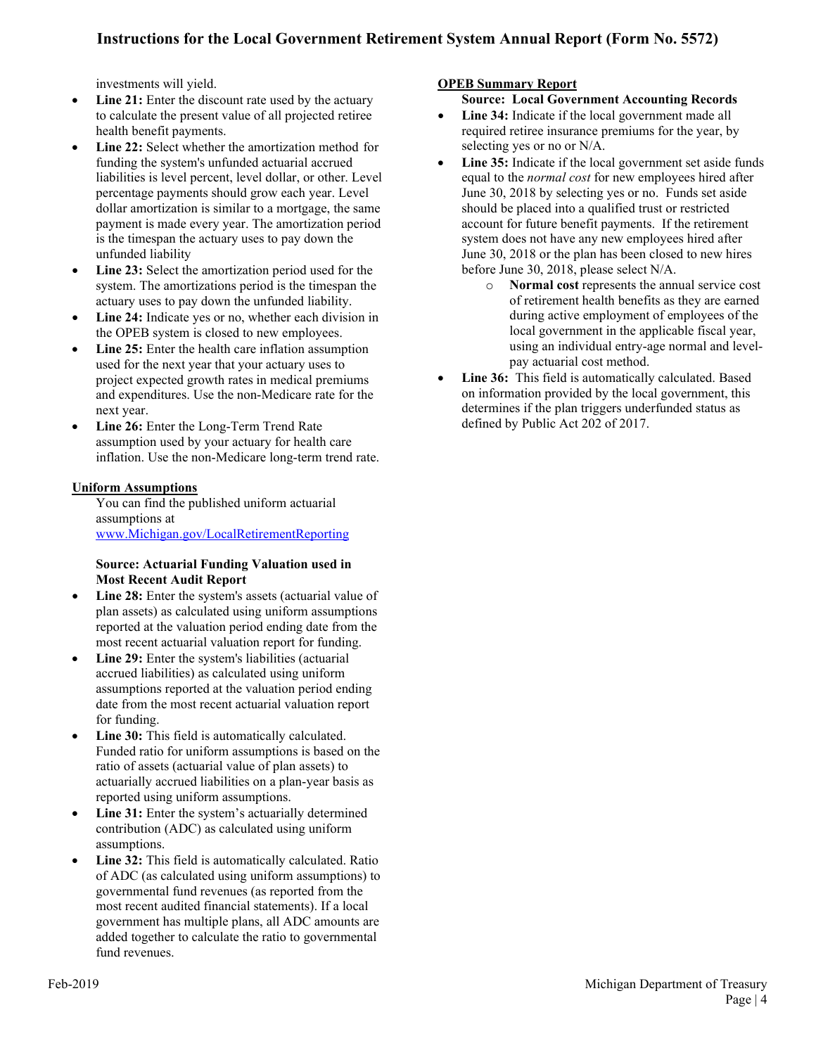investments will yield.

- **Line 21:** Enter the discount rate used by the actuary to calculate the present value of all projected retiree health benefit payments.
- **Line 22:** Select whether the amortization method for funding the system's unfunded actuarial accrued liabilities is level percent, level dollar, or other. Level percentage payments should grow each year. Level dollar amortization is similar to a mortgage, the same payment is made every year. The amortization period is the timespan the actuary uses to pay down the unfunded liability
- **Line 23:** Select the amortization period used for the system. The amortizations period is the timespan the actuary uses to pay down the unfunded liability.
- **Line 24:** Indicate yes or no, whether each division in the OPEB system is closed to new employees.
- **Line 25:** Enter the health care inflation assumption used for the next year that your actuary uses to project expected growth rates in medical premiums and expenditures. Use the non-Medicare rate for the next year.
- **Line 26:** Enter the Long-Term Trend Rate assumption used by your actuary for health care inflation. Use the non-Medicare long-term trend rate.

## Uniform Assumptions

You can find the published uniform actuarial assumptions at www.Michigan.gov/LocalRetirementReporting

**Source: Actuarial Funding Valuation used in Most Recent Audit Report**

- **Line 28:** Enter the system's assets (actuarial value of plan assets) as calculated using uniform assumptions reported at the valuation period ending date from the most recent actuarial valuation report for funding.
- **Line 29:** Enter the system's liabilities (actuarial accrued liabilities) as calculated using uniform assumptions reported at the valuation period ending date from the most recent actuarial valuation report for funding.
- **Line 30:** This field is automatically calculated. Funded ratio for uniform assumptions is based on the ratio of assets (actuarial value of plan assets) to actuarially accrued liabilities on a plan-year basis as reported using uniform assumptions.
- **Line 31:** Enter the system's actuarially determined contribution (ADC) as calculated using uniform assumptions.
- **Line 32:** This field is automatically calculated. Ratio of ADC (as calculated using uniform assumptions) to governmental fund revenues (as reported from the most recent audited financial statements). If a local government has multiple plans, all ADC amounts are added together to calculate the ratio to governmental fund revenues.

## OPEB Summary Report

**Source: Local Government Accounting Records**

- **Line 34:** Indicate if the local government made all required retiree insurance premiums for the year, by selecting yes or no or N/A.
- **Line 35:** Indicate if the local government set aside funds equal to the *normal cost* for new employees hired after June 30, 2018 by selecting yes or no. Funds set aside should be placed into a qualified trust or restricted account for future benefit payments. If the retirement system does not have any new employees hired after June 30, 2018 or the plan has been closed to new hires before June 30, 2018, please select N/A.
  - **Normal cost** represents the annual service cost of retirement health benefits as they are earned during active employment of employees of the local government in the applicable fiscal year, using an individual entry-age normal and level-pay actuarial cost method.
- **Line 36:** This field is automatically calculated. Based on information provided by the local government, this determines if the plan triggers underfunded status as defined by Public Act 202 of 2017.